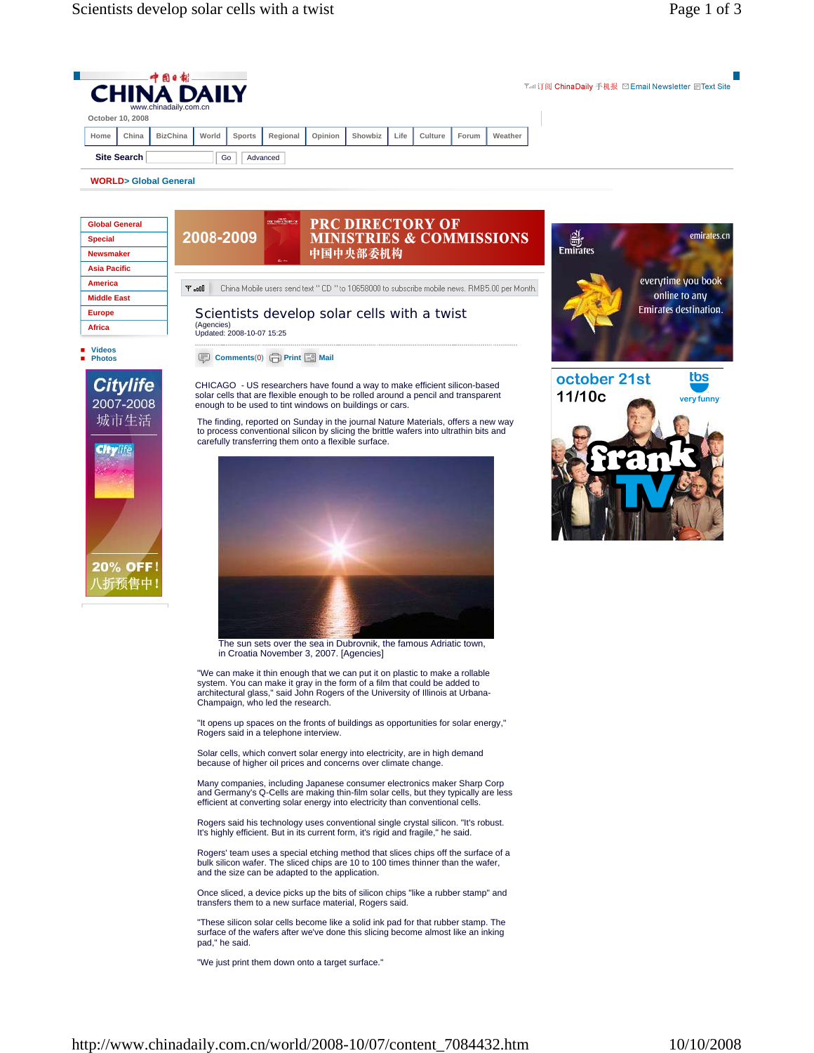CHINA DAILY

www.chinadaily.com.cn

October 10, 2008

Home | China | BizChina | World | Sports | Regional | Opinion | Showbiz | Life | Culture | Forum | Weather

Site Search Go Advanced

WORLD> Global General

- Global General
- Special
- Newsmaker
- Asia Pacific
- America
- Middle East
- Europe
- Africa

- Videos
- Photos

China Mobile users send text " CD " to 10658000 to subscribe mobile news. RMB5.00 per Month.

# Scientists develop solar cells with a twist

(Agencies)
Updated: 2008-10-07 15:25

Comments(0) Print Mail

CHICAGO - US researchers have found a way to make efficient silicon-based solar cells that are flexible enough to be rolled around a pencil and transparent enough to be used to tint windows on buildings or cars.

The finding, reported on Sunday in the journal Nature Materials, offers a new way to process conventional silicon by slicing the brittle wafers into ultrathin bits and carefully transferring them onto a flexible surface.

The sun sets over the sea in Dubrovnik, the famous Adriatic town, in Croatia November 3, 2007. [Agencies]

"We can make it thin enough that we can put it on plastic to make a rollable system. You can make it gray in the form of a film that could be added to architectural glass," said John Rogers of the University of Illinois at Urbana-Champaign, who led the research.

"It opens up spaces on the fronts of buildings as opportunities for solar energy," Rogers said in a telephone interview.

Solar cells, which convert solar energy into electricity, are in high demand because of higher oil prices and concerns over climate change.

Many companies, including Japanese consumer electronics maker Sharp Corp and Germany's Q-Cells are making thin-film solar cells, but they typically are less efficient at converting solar energy into electricity than conventional cells.

Rogers said his technology uses conventional single crystal silicon. "It's robust. It's highly efficient. But in its current form, it's rigid and fragile," he said.

Rogers' team uses a special etching method that slices chips off the surface of a bulk silicon wafer. The sliced chips are 10 to 100 times thinner than the wafer, and the size can be adapted to the application.

Once sliced, a device picks up the bits of silicon chips "like a rubber stamp" and transfers them to a new surface material, Rogers said.

"These silicon solar cells become like a solid ink pad for that rubber stamp. The surface of the wafers after we've done this slicing become almost like an inking pad," he said.

"We just print them down onto a target surface."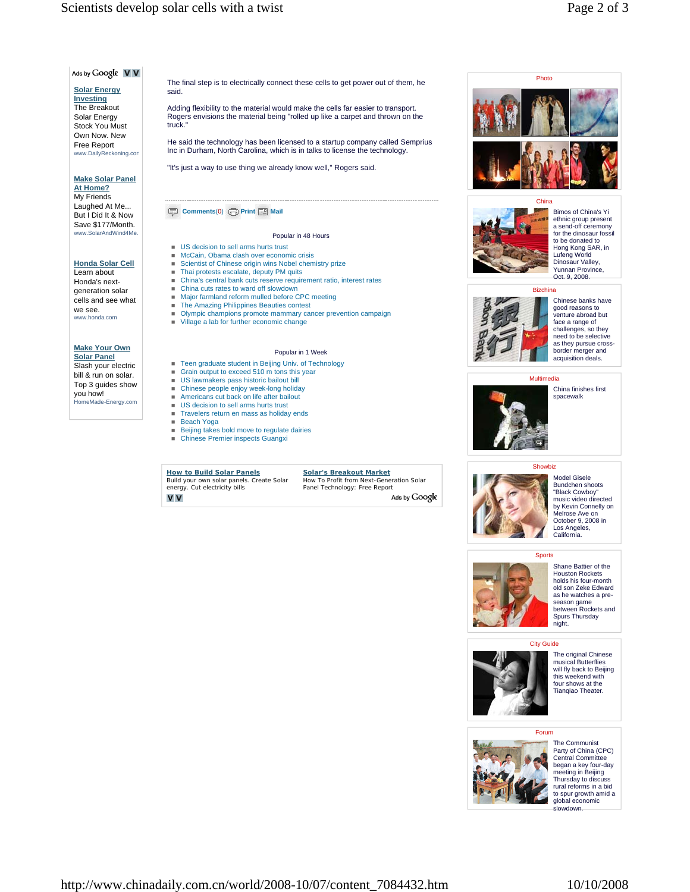The final step is to electrically connect these cells to get power out of them, he said.

Adding flexibility to the material would make the cells far easier to transport. Rogers envisions the material being "rolled up like a carpet and thrown on the truck."

He said the technology has been licensed to a startup company called Semprius Inc in Durham, North Carolina, which is in talks to license the technology.

"It's just a way to use thing we already know well," Rogers said.

Comments(0) Print Mail

Popular in 48 Hours

- US decision to sell arms hurts trust
- McCain, Obama clash over economic crisis
- Scientist of Chinese origin wins Nobel chemistry prize
- Thai protests escalate, deputy PM quits
- China's central bank cuts reserve requirement ratio, interest rates
- China cuts rates to ward off slowdown
- Major farmland reform mulled before CPC meeting
- The Amazing Philippines Beauties contest
- Olympic champions promote mammary cancer prevention campaign
- Village a lab for further economic change

Popular in 1 Week

- Teen graduate student in Beijing Univ. of Technology
- Grain output to exceed 510 m tons this year
- US lawmakers pass historic bailout bill
- Chinese people enjoy week-long holiday
- Americans cut back on life after bailout
- US decision to sell arms hurts trust
- Travelers return en mass as holiday ends
- Beach Yoga
- Beijing takes bold move to regulate dairies
- Chinese Premier inspects Guangxi

Ads by Google

**How to Build Solar Panels**
Build your own solar panels. Create Solar energy. Cut electricity bills

**Solar's Breakout Market**
How To Profit from Next-Generation Solar Panel Technology: Free Report

Ads by Google

**Solar Energy Investing**
The Breakout Solar Energy Stock You Must Own Now. New Free Report
www.DailyReckoning.com

**Make Solar Panel At Home?**
My Friends Laughed At Me... But I Did It & Now Save $177/Month.
www.SolarAndWind4Me.

**Honda Solar Cell**
Learn about Honda's next-generation solar cells and see what we see.
www.honda.com

**Make Your Own Solar Panel**
Slash your electric bill & run on solar. Top 3 guides show you how!
HomeMade-Energy.com

Photo

China

Bimos of China's Yi ethnic group present a send-off ceremony for the dinosaur fossil to be donated to Hong Kong SAR, in Lufeng World Dinosaur Valley, Yunnan Province, Oct. 9, 2008.

Bizchina

Chinese banks have good reasons to venture abroad but face a range of challenges, so they need to be selective as they pursue cross-border merger and acquisition deals.

Multimedia

China finishes first spacewalk

Showbiz

Model Gisele Bundchen shoots "Black Cowboy" music video directed by Kevin Connelly on Melrose Ave on October 9, 2008 in Los Angeles, California.

Sports

Shane Battier of the Houston Rockets holds his four-month old son Zeke Edward as he watches a pre-season game between Rockets and Spurs Thursday night.

City Guide

The original Chinese musical Butterflies will fly back to Beijing this weekend with four shows at the Tianqiao Theater.

Forum

The Communist Party of China (CPC) Central Committee began a key four-day meeting in Beijing Thursday to discuss rural reforms in a bid to spur growth amid a global economic slowdown.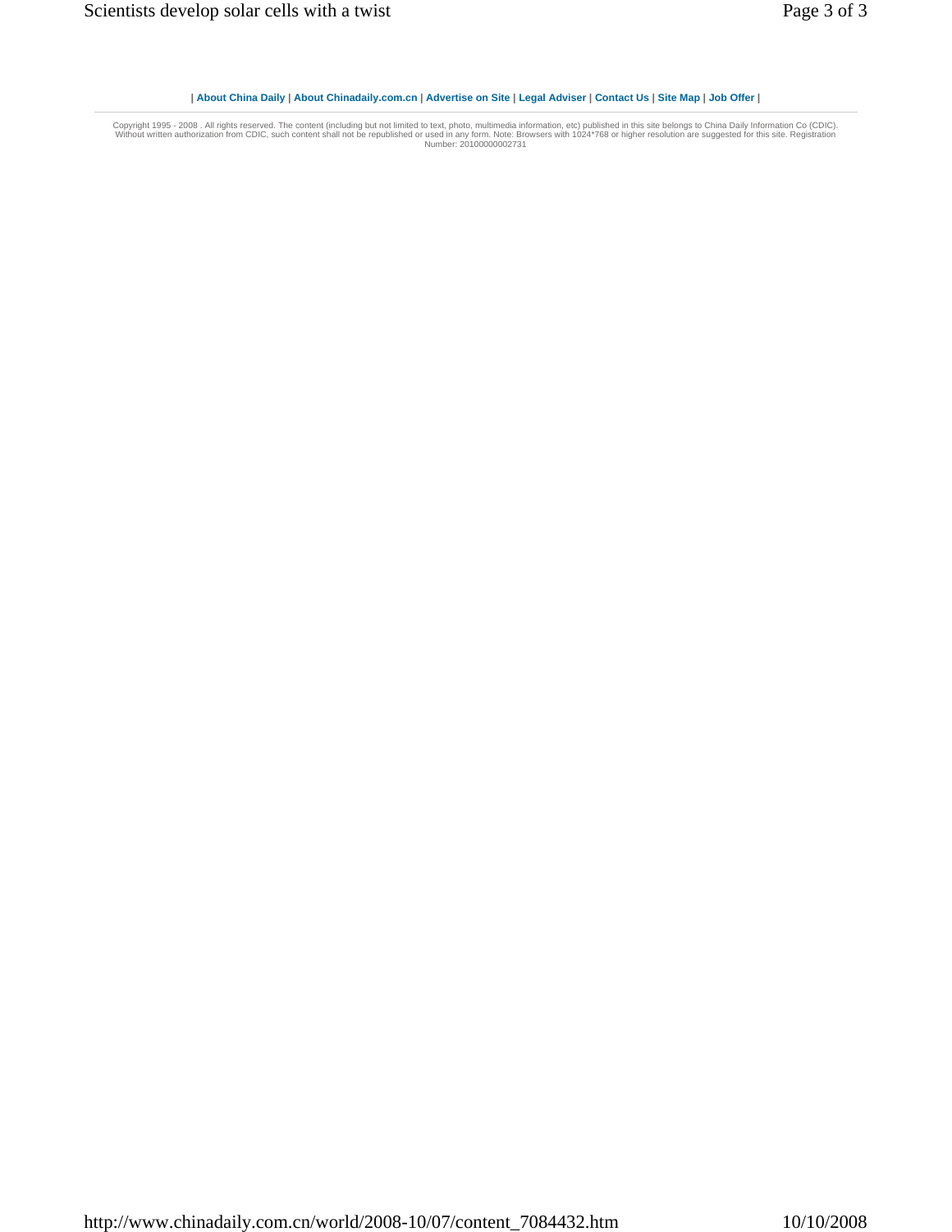| About China Daily | About Chinadaily.com.cn | Advertise on Site | Legal Adviser | Contact Us | Site Map | Job Offer |

Copyright 1995 - 2008 . All rights reserved. The content (including but not limited to text, photo, multimedia information, etc) published in this site belongs to China Daily Information Co (CDIC). Without written authorization from CDIC, such content shall not be republished or used in any form. Note: Browsers with 1024*768 or higher resolution are suggested for this site. Registration Number: 20100000002731